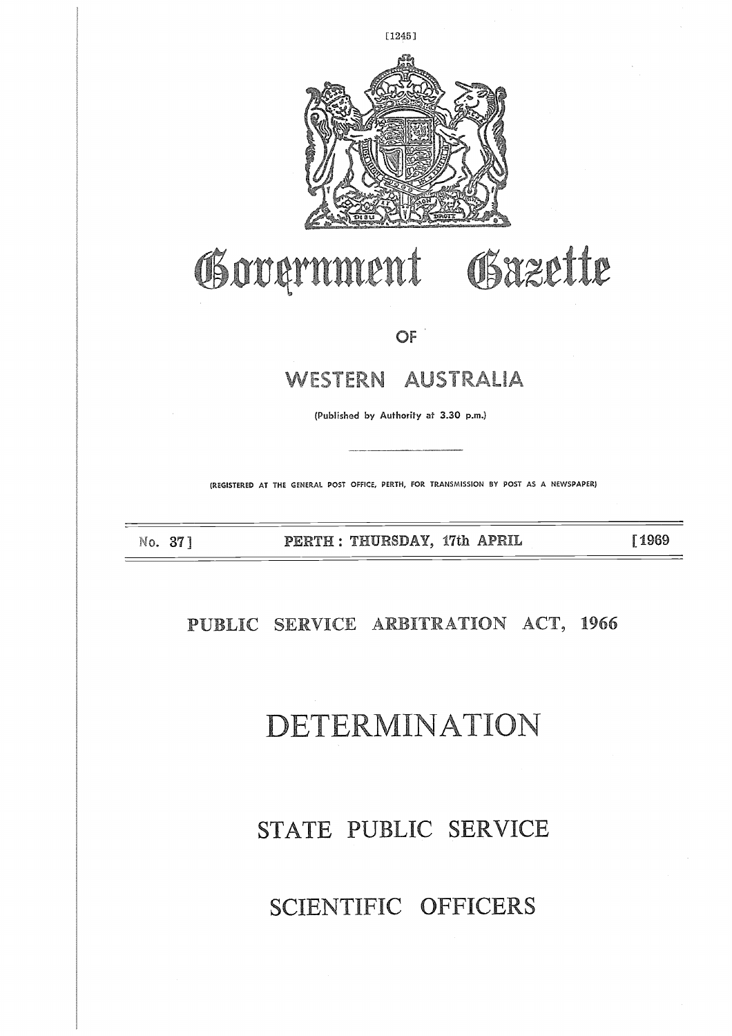# Government Gazette

OF

## WESTERN AUSTRALIA

(Published by Authority at 3.30 p.m.)

(REGISTERED AT THE GENERAL POST OFFICE, PERTH, FOR TRANSMISSION BY POST AS A NEWSPAPER)

No. 37] PERTH: THURSDAY, 17th APRIL [1969

## PUBLIC SERVICE ARBITRATION ACT, 1966

# DETERMINATION

# STATE PUBLIC SERVICE

# SCIENTIFIC OFFICERS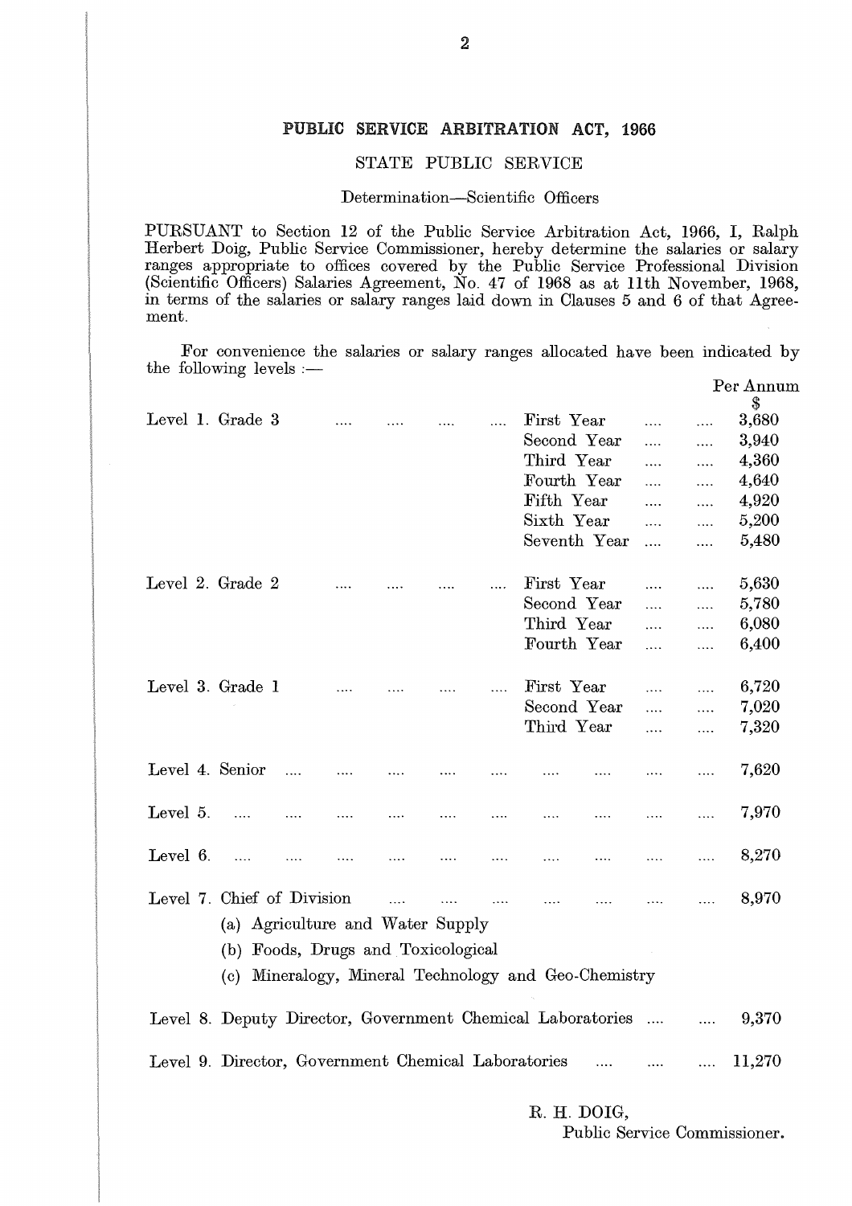## PUBLIC SERVICE ARBITRATION ACT, 1966

### STATE PUBLIC SERVICE

Determination—Scientific Officers

PURSUANT to Section 12 of the Public Service Arbitration Act, 1966, I, Ralph Herbert Doig, Public Service Commissioner, hereby determine the salaries or salary ranges appropriate to offices covered by the Public Service Professional Division (Scientific Officers) Salaries Agreement, No. 47 of 1968 as at 11th November, 1968, in terms of the salaries or salary ranges laid down in Clauses 5 and 6 of that Agreement.

For convenience the salaries or salary ranges allocated have been indicated by the following levels :—

| Level | | Per Annum $ |
|---|---|---|
| Level 1. Grade 3 | First Year | 3,680 |
| | Second Year | 3,940 |
| | Third Year | 4,360 |
| | Fourth Year | 4,640 |
| | Fifth Year | 4,920 |
| | Sixth Year | 5,200 |
| | Seventh Year | 5,480 |
| Level 2. Grade 2 | First Year | 5,630 |
| | Second Year | 5,780 |
| | Third Year | 6,080 |
| | Fourth Year | 6,400 |
| Level 3. Grade 1 | First Year | 6,720 |
| | Second Year | 7,020 |
| | Third Year | 7,320 |
| Level 4. Senior | | 7,620 |
| Level 5. | | 7,970 |
| Level 6. | | 8,270 |
| Level 7. Chief of Division | | 8,970 |

(a) Agriculture and Water Supply
(b) Foods, Drugs and Toxicological
(c) Mineralogy, Mineral Technology and Geo-Chemistry

| Level | Per Annum $ |
|---|---|
| Level 8. Deputy Director, Government Chemical Laboratories | 9,370 |
| Level 9. Director, Government Chemical Laboratories | 11,270 |

R. H. DOIG,
Public Service Commissioner.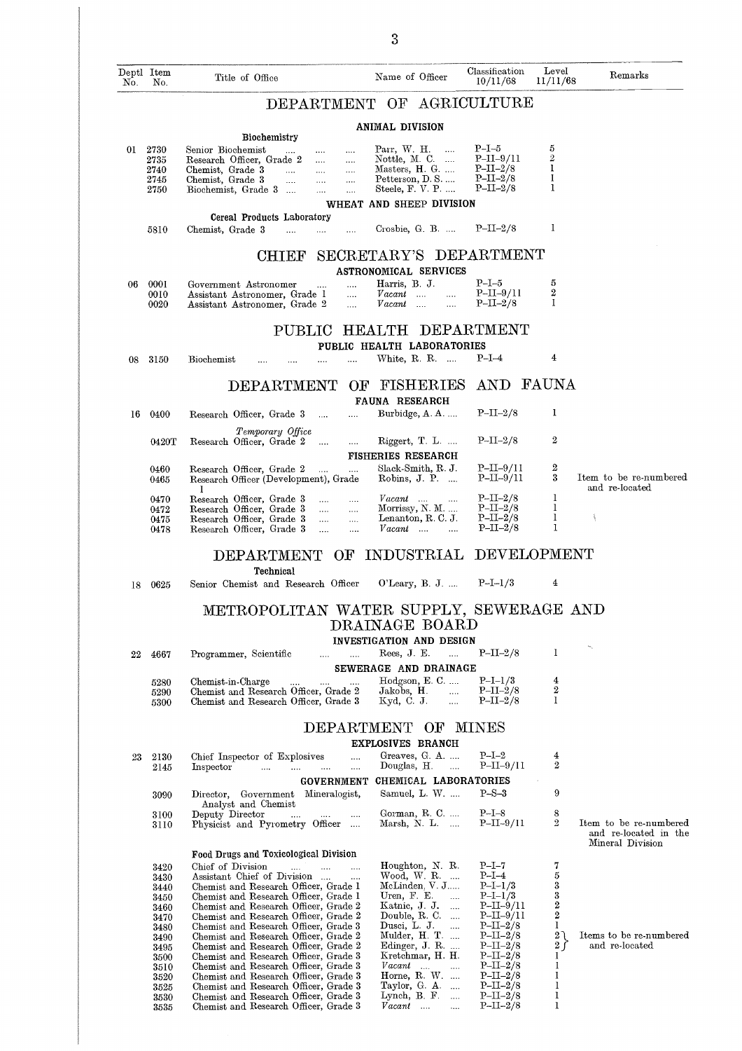| Deptl No. | Item No. | Title of Office | Name of Officer | Classification 10/11/68 | Level 11/11/68 | Remarks |
|---|---|---|---|---|---|---|
| | | **DEPARTMENT OF AGRICULTURE** | | | | |
| | | **ANIMAL DIVISION** | | | | |
| | | **Biochemistry** | | | | |
| 01 | 2730 | Senior Biochemist .... .... .... | Parr, W. H. .... | P–I–5 | 5 | |
| | 2735 | Research Officer, Grade 2 .... .... | Nottle, M. C. .... | P–II–9/11 | 2 | |
| | 2740 | Chemist, Grade 3 .... .... .... | Masters, H. G. .... | P–II–2/8 | 1 | |
| | 2745 | Chemist, Grade 3 .... .... .... | Petterson, D. S. .... | P–II–2/8 | 1 | |
| | 2750 | Biochemist, Grade 3 .... .... .... | Steele, F. V. P. .... | P–II–2/8 | 1 | |
| | | **WHEAT AND SHEEP DIVISION** | | | | |
| | | **Cereal Products Laboratory** | | | | |
| | 5810 | Chemist, Grade 3 .... .... .... | Crosbie, G. B. .... | P–II–2/8 | 1 | |
| | | **CHIEF SECRETARY'S DEPARTMENT** | | | | |
| | | **ASTRONOMICAL SERVICES** | | | | |
| 06 | 0001 | Government Astronomer .... .... | Harris, B. J. | P–I–5 | 5 | |
| | 0010 | Assistant Astronomer, Grade 1 .... | *Vacant* .... .... | P–II–9/11 | 2 | |
| | 0020 | Assistant Astronomer, Grade 2 .... | *Vacant* .... .... | P–II–2/8 | 1 | |
| | | **PUBLIC HEALTH DEPARTMENT** | | | | |
| | | **PUBLIC HEALTH LABORATORIES** | | | | |
| 08 | 3150 | Biochemist .... .... .... .... | White, R. R. .... | P–I–4 | 4 | |
| | | **DEPARTMENT OF FISHERIES AND FAUNA** | | | | |
| | | **FAUNA RESEARCH** | | | | |
| 16 | 0400 | Research Officer, Grade 3 .... .... | Burbidge, A. A. .... | P–II–2/8 | 1 | |
| | | *Temporary Office* | | | | |
| | 0420T | Research Officer, Grade 2 .... .... | Riggert, T. L. .... | P–II–2/8 | 2 | |
| | | **FISHERIES RESEARCH** | | | | |
| | 0460 | Research Officer, Grade 2 .... .... | Slack-Smith, R. J. | P–II–9/11 | 2 | |
| | 0465 | Research Officer (Development), Grade 1 | Robins, J. P. .... | P–II–9/11 | 3 | Item to be re-numbered and re-located |
| | 0470 | Research Officer, Grade 3 .... .... | *Vacant* .... .... | P–II–2/8 | 1 | |
| | 0472 | Research Officer, Grade 3 .... .... | Morrissy, N. M. .... | P–II–2/8 | 1 | |
| | 0475 | Research Officer, Grade 3 .... .... | Lenanton, R. C. J. | P–II–2/8 | 1 | |
| | 0478 | Research Officer, Grade 3 .... .... | *Vacant* .... .... | P–II–2/8 | 1 | |
| | | **DEPARTMENT OF INDUSTRIAL DEVELOPMENT** | | | | |
| | | **Technical** | | | | |
| 18 | 0625 | Senior Chemist and Research Officer | O'Leary, B. J. .... | P–I–1/3 | 4 | |
| | | **METROPOLITAN WATER SUPPLY, SEWERAGE AND DRAINAGE BOARD** | | | | |
| | | **INVESTIGATION AND DESIGN** | | | | |
| 22 | 4667 | Programmer, Scientific .... .... | Rees, J. E. .... | P–II–2/8 | 1 | |
| | | **SEWERAGE AND DRAINAGE** | | | | |
| | 5280 | Chemist-in-Charge .... .... .... | Hodgson, E. C. .... | P–I–1/3 | 4 | |
| | 5290 | Chemist and Research Officer, Grade 2 | Jakobs, H. .... | P–II–2/8 | 2 | |
| | 5300 | Chemist and Research Officer, Grade 3 | Kyd, C. J. .... | P–II–2/8 | 1 | |
| | | **DEPARTMENT OF MINES** | | | | |
| | | **EXPLOSIVES BRANCH** | | | | |
| 23 | 2130 | Chief Inspector of Explosives .... | Greaves, G. A. .... | P–I–2 | 4 | |
| | 2145 | Inspector .... .... .... .... | Douglas, H. .... | P–II–9/11 | 2 | |
| | | **GOVERNMENT CHEMICAL LABORATORIES** | | | | |
| | 3090 | Director, Government Mineralogist, Analyst and Chemist | Samuel, L. W. .... | P–S–3 | 9 | |
| | 3100 | Deputy Director .... .... .... | Gorman, R. C. .... | P–I–8 | 8 | |
| | 3110 | Physicist and Pyrometry Officer .... | Marsh, N. L. .... | P–II–9/11 | 2 | Item to be re-numbered and re-located in the Mineral Division |
| | | **Food Drugs and Toxicological Division** | | | | |
| | 3420 | Chief of Division .... .... .... | Houghton, N. R. | P–I–7 | 7 | |
| | 3430 | Assistant Chief of Division .... .... | Wood, W. R. .... | P–I–4 | 5 | |
| | 3440 | Chemist and Research Officer, Grade 1 | McLinden, V. J..... | P–I–1/3 | 3 | |
| | 3450 | Chemist and Research Officer, Grade 1 | Uren, F. E. .... | P–I–1/3 | 3 | |
| | 3460 | Chemist and Research Officer, Grade 2 | Katnic, J. J. .... | P–II–9/11 | 2 | |
| | 3470 | Chemist and Research Officer, Grade 2 | Double, R. C. .... | P–II–9/11 | 2 | |
| | 3480 | Chemist and Research Officer, Grade 3 | Dusci, L. J. .... | P–II–2/8 | 1 | |
| | 3490 | Chemist and Research Officer, Grade 2 | Mulder, H. T. .... | P–II–2/8 | 2 | Items to be re-numbered and re-located |
| | 3495 | Chemist and Research Officer, Grade 2 | Edinger, J. R. .... | P–II–2/8 | 2 | |
| | 3500 | Chemist and Research Officer, Grade 3 | Kretchmar, H. H. | P–II–2/8 | 1 | |
| | 3510 | Chemist and Research Officer, Grade 3 | *Vacant* .... .... | P–II–2/8 | 1 | |
| | 3520 | Chemist and Research Officer, Grade 3 | Horne, R. W. .... | P–II–2/8 | 1 | |
| | 3525 | Chemist and Research Officer, Grade 3 | Taylor, G. A. .... | P–II–2/8 | 1 | |
| | 3530 | Chemist and Research Officer, Grade 3 | Lynch, B. F. .... | P–II–2/8 | 1 | |
| | 3535 | Chemist and Research Officer, Grade 3 | *Vacant* .... .... | P–II–2/8 | 1 | |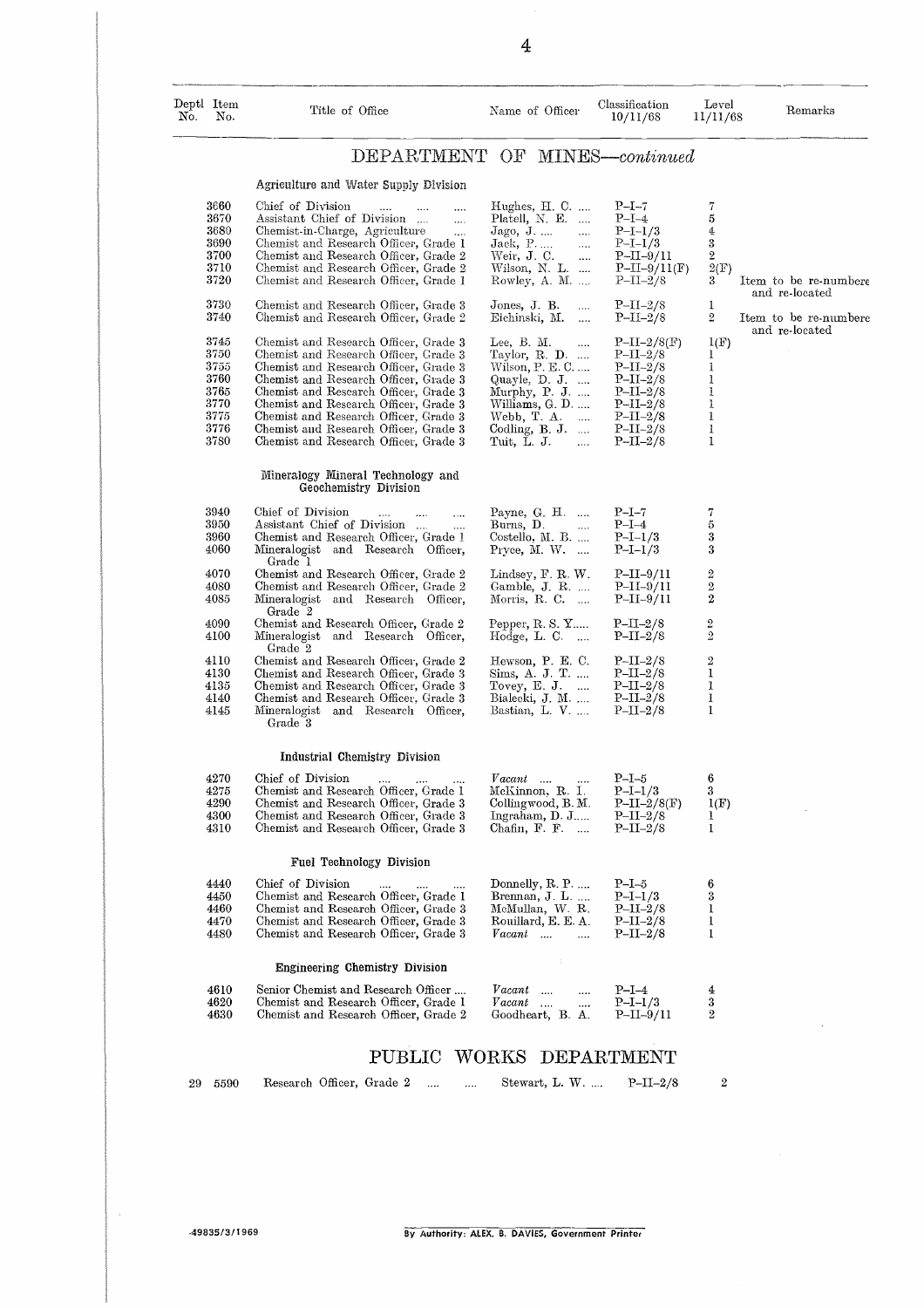| Deptl No. | Item No. | Title of Office | Name of Officer | Classification 10/11/68 | Level 11/11/68 | Remarks |
|---|---|---|---|---|---|---|

## DEPARTMENT OF MINES—*continued*

**Agriculture and Water Supply Division**

| Deptl No. | Item No. | Title of Office | Name of Officer | Classification 10/11/68 | Level 11/11/68 | Remarks |
|---|---|---|---|---|---|---|
| | 3660 | Chief of Division | Hughes, H. C. | P–I–7 | 7 | |
| | 3670 | Assistant Chief of Division | Platell, N. E. | P–I–4 | 5 | |
| | 3680 | Chemist-in-Charge, Agriculture | Jago, J. | P–I–1/3 | 4 | |
| | 3690 | Chemist and Research Officer, Grade 1 | Jack, P. | P–I–1/3 | 3 | |
| | 3700 | Chemist and Research Officer, Grade 2 | Weir, J. C. | P–II–9/11 | 2 | |
| | 3710 | Chemist and Research Officer, Grade 2 | Wilson, N. L. | P–II–9/11(F) | 2(F) | |
| | 3720 | Chemist and Research Officer, Grade 1 | Rowley, A. M. | P–II–2/8 | 3 | Item to be re-numbere and re-located |
| | 3730 | Chemist and Research Officer, Grade 3 | Jones, J. B. | P–II–2/8 | 1 | |
| | 3740 | Chemist and Research Officer, Grade 2 | Eichinski, M. | P–II–2/8 | 2 | Item to be re-numbere and re-located |
| | 3745 | Chemist and Research Officer, Grade 3 | Lee, B. M. | P–II–2/8(F) | 1(F) | |
| | 3750 | Chemist and Research Officer, Grade 3 | Taylor, R. D. | P–II–2/8 | 1 | |
| | 3755 | Chemist and Research Officer, Grade 3 | Wilson, P. E. C. | P–II–2/8 | 1 | |
| | 3760 | Chemist and Research Officer, Grade 3 | Quayle, D. J. | P–II–2/8 | 1 | |
| | 3765 | Chemist and Research Officer, Grade 3 | Murphy, P. J. | P–II–2/8 | 1 | |
| | 3770 | Chemist and Research Officer, Grade 3 | Williams, G. D. | P–II–2/8 | 1 | |
| | 3775 | Chemist and Research Officer, Grade 3 | Webb, T. A. | P–II–2/8 | 1 | |
| | 3776 | Chemist and Research Officer, Grade 3 | Codling, B. J. | P–II–2/8 | 1 | |
| | 3780 | Chemist and Research Officer, Grade 3 | Tuit, L. J. | P–II–2/8 | 1 | |

**Mineralogy Mineral Technology and Geochemistry Division**

| Deptl No. | Item No. | Title of Office | Name of Officer | Classification 10/11/68 | Level 11/11/68 | Remarks |
|---|---|---|---|---|---|---|
| | 3940 | Chief of Division | Payne, G. H. | P–I–7 | 7 | |
| | 3950 | Assistant Chief of Division | Burns, D. | P–I–4 | 5 | |
| | 3960 | Chemist and Research Officer, Grade 1 | Costello, M. B. | P–I–1/3 | 3 | |
| | 4060 | Mineralogist and Research Officer, Grade 1 | Pryce, M. W. | P–I–1/3 | 3 | |
| | 4070 | Chemist and Research Officer, Grade 2 | Lindsey, F. R. W. | P–II–9/11 | 2 | |
| | 4080 | Chemist and Research Officer, Grade 2 | Gamble, J. R. | P–II–9/11 | 2 | |
| | 4085 | Mineralogist and Research Officer, Grade 2 | Morris, R. C. | P–II–9/11 | 2 | |
| | 4090 | Chemist and Research Officer, Grade 2 | Pepper, R. S. Y. | P–II–2/8 | 2 | |
| | 4100 | Mineralogist and Research Officer, Grade 2 | Hodge, L. C. | P–II–2/8 | 2 | |
| | 4110 | Chemist and Research Officer, Grade 2 | Hewson, P. E. C. | P–II–2/8 | 2 | |
| | 4130 | Chemist and Research Officer, Grade 3 | Sims, A. J. T. | P–II–2/8 | 1 | |
| | 4135 | Chemist and Research Officer, Grade 3 | Tovey, E. J. | P–II–2/8 | 1 | |
| | 4140 | Chemist and Research Officer, Grade 3 | Bialecki, J. M. | P–II–2/8 | 1 | |
| | 4145 | Mineralogist and Research Officer, Grade 3 | Bastian, L. V. | P–II–2/8 | 1 | |

**Industrial Chemistry Division**

| Deptl No. | Item No. | Title of Office | Name of Officer | Classification 10/11/68 | Level 11/11/68 | Remarks |
|---|---|---|---|---|---|---|
| | 4270 | Chief of Division | *Vacant* | P–I–5 | 6 | |
| | 4275 | Chemist and Research Officer, Grade 1 | McKinnon, R. I. | P–I–1/3 | 3 | |
| | 4290 | Chemist and Research Officer, Grade 3 | Collingwood, B. M. | P–II–2/8(F) | 1(F) | |
| | 4300 | Chemist and Research Officer, Grade 3 | Ingraham, D. J. | P–II–2/8 | 1 | |
| | 4310 | Chemist and Research Officer, Grade 3 | Chafin, F. F. | P–II–2/8 | 1 | |

**Fuel Technology Division**

| Deptl No. | Item No. | Title of Office | Name of Officer | Classification 10/11/68 | Level 11/11/68 | Remarks |
|---|---|---|---|---|---|---|
| | 4440 | Chief of Division | Donnelly, R. P. | P–I–5 | 6 | |
| | 4450 | Chemist and Research Officer, Grade 1 | Brennan, J. L. | P–I–1/3 | 3 | |
| | 4460 | Chemist and Research Officer, Grade 3 | McMullan, W. R. | P–II–2/8 | 1 | |
| | 4470 | Chemist and Research Officer, Grade 3 | Rouillard, E. E. A. | P–II–2/8 | 1 | |
| | 4480 | Chemist and Research Officer, Grade 3 | *Vacant* | P–II–2/8 | 1 | |

**Engineering Chemistry Division**

| Deptl No. | Item No. | Title of Office | Name of Officer | Classification 10/11/68 | Level 11/11/68 | Remarks |
|---|---|---|---|---|---|---|
| | 4610 | Senior Chemist and Research Officer | *Vacant* | P–I–4 | 4 | |
| | 4620 | Chemist and Research Officer, Grade 1 | *Vacant* | P–I–1/3 | 3 | |
| | 4630 | Chemist and Research Officer, Grade 2 | Goodheart, B. A. | P–II–9/11 | 2 | |

## PUBLIC WORKS DEPARTMENT

| Deptl No. | Item No. | Title of Office | Name of Officer | Classification 10/11/68 | Level 11/11/68 | Remarks |
|---|---|---|---|---|---|---|
| 29 | 5590 | Research Officer, Grade 2 | Stewart, L. W. | P–II–2/8 | 2 | |

49835/3/1969 By Authority: ALEX. B. DAVIES, Government Printer